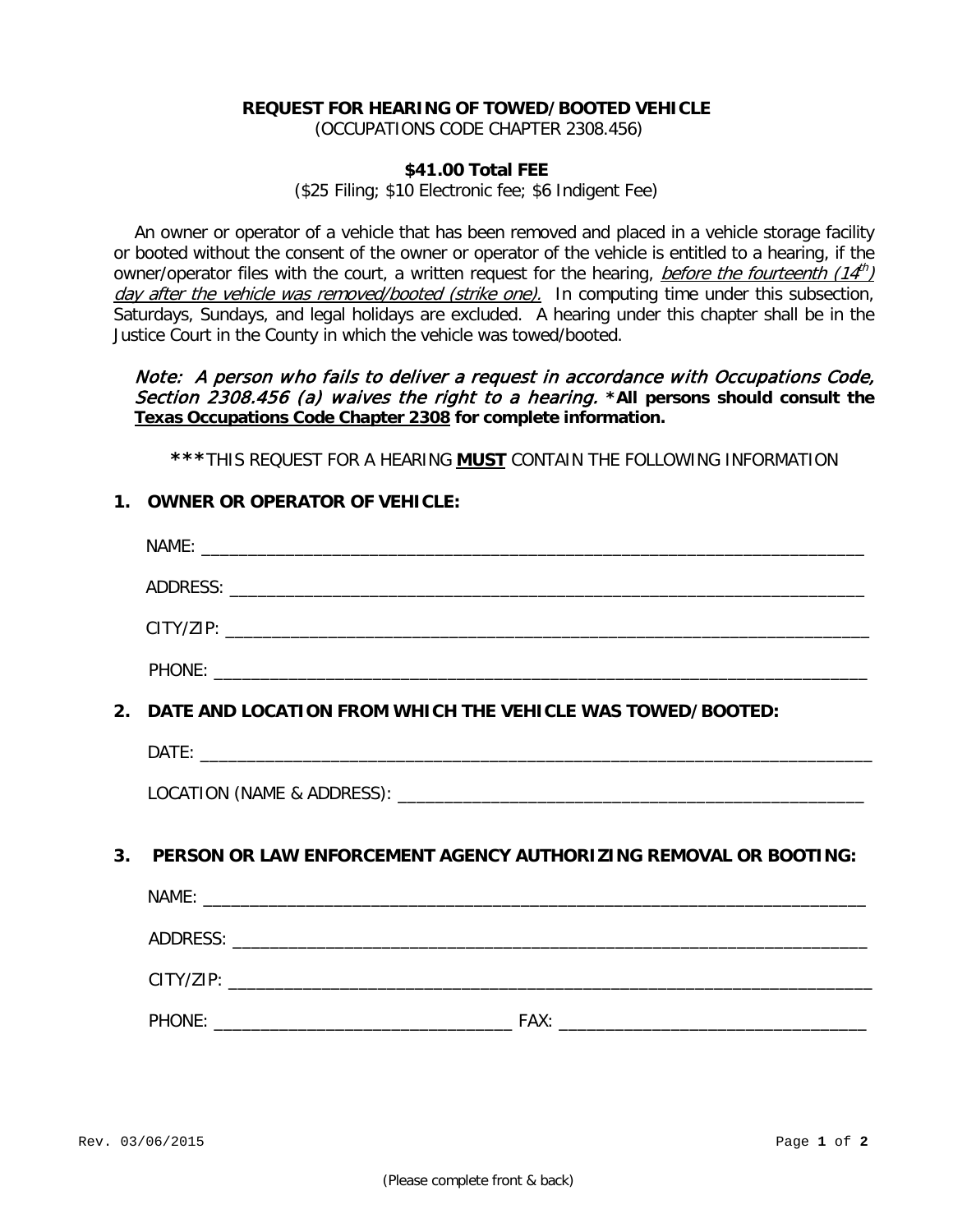**REQUEST FOR HEARING OF TOWED/BOOTED VEHICLE**
(OCCUPATIONS CODE CHAPTER 2308.456)

**$41.00 Total FEE**
($25 Filing; $10 Electronic fee; $6 Indigent Fee)

An owner or operator of a vehicle that has been removed and placed in a vehicle storage facility or booted without the consent of the owner or operator of the vehicle is entitled to a hearing, if the owner/operator files with the court, a written request for the hearing, *before the fourteenth (14th) day after the vehicle was removed/booted (strike one).* In computing time under this subsection, Saturdays, Sundays, and legal holidays are excluded. A hearing under this chapter shall be in the Justice Court in the County in which the vehicle was towed/booted.

*Note: A person who fails to deliver a request in accordance with Occupations Code, Section 2308.456 (a) waives the right to a hearing.* **\*All persons should consult the Texas Occupations Code Chapter 2308 for complete information.**

\*\*\*THIS REQUEST FOR A HEARING **MUST** CONTAIN THE FOLLOWING INFORMATION

**1. OWNER OR OPERATOR OF VEHICLE:**

NAME: ______________________________________________________________________

ADDRESS: ____________________________________________________________________

CITY/ZIP: ____________________________________________________________________

PHONE: _____________________________________________________________________

**2. DATE AND LOCATION FROM WHICH THE VEHICLE WAS TOWED/BOOTED:**

DATE: _______________________________________________________________________

LOCATION (NAME & ADDRESS): __________________________________________________

**3. PERSON OR LAW ENFORCEMENT AGENCY AUTHORIZING REMOVAL OR BOOTING:**

NAME: ______________________________________________________________________

ADDRESS: ____________________________________________________________________

CITY/ZIP: ____________________________________________________________________

PHONE: ________________________________ FAX: ________________________________

Rev. 03/06/2015

(Please complete front & back)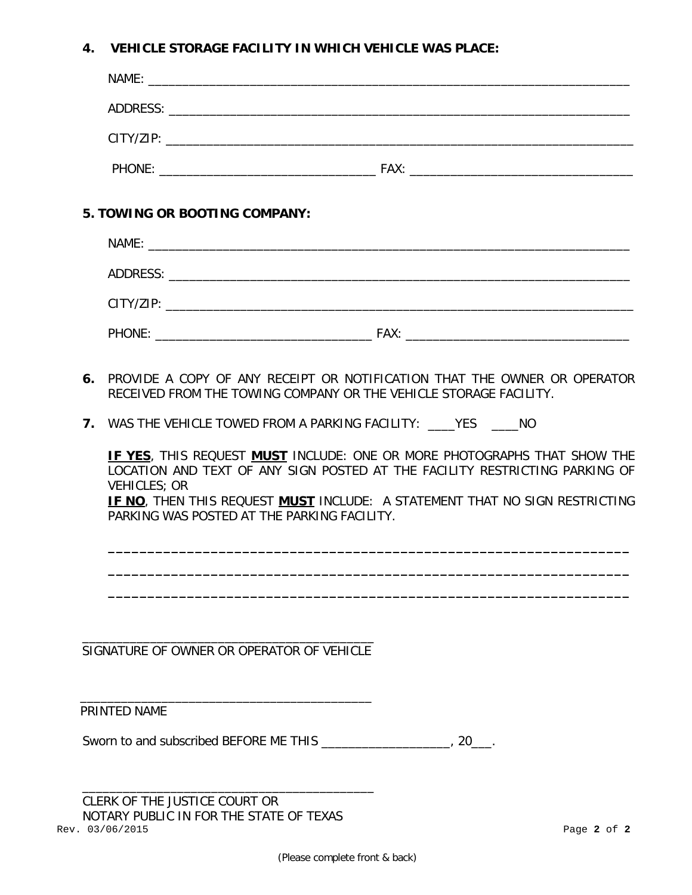**4. VEHICLE STORAGE FACILITY IN WHICH VEHICLE WAS PLACE:**

NAME: ___________________________________________________________________________

ADDRESS: ________________________________________________________________________

CITY/ZIP: ________________________________________________________________________

PHONE: ________________________________ FAX: _________________________________

**5. TOWING OR BOOTING COMPANY:**

NAME: ___________________________________________________________________________

ADDRESS: ________________________________________________________________________

CITY/ZIP: ________________________________________________________________________

PHONE: ________________________________ FAX: _________________________________

**6.** PROVIDE A COPY OF ANY RECEIPT OR NOTIFICATION THAT THE OWNER OR OPERATOR RECEIVED FROM THE TOWING COMPANY OR THE VEHICLE STORAGE FACILITY.

**7.** WAS THE VEHICLE TOWED FROM A PARKING FACILITY: ____YES ____NO

**IF YES**, THIS REQUEST **MUST** INCLUDE: ONE OR MORE PHOTOGRAPHS THAT SHOW THE LOCATION AND TEXT OF ANY SIGN POSTED AT THE FACILITY RESTRICTING PARKING OF VEHICLES; OR
**IF NO**, THEN THIS REQUEST **MUST** INCLUDE: A STATEMENT THAT NO SIGN RESTRICTING PARKING WAS POSTED AT THE PARKING FACILITY.

_________________________________________________________________

_________________________________________________________________

_________________________________________________________________

_____________________________________________
SIGNATURE OF OWNER OR OPERATOR OF VEHICLE

_____________________________________________
PRINTED NAME

Sworn to and subscribed BEFORE ME THIS ___________________, 20___.

_____________________________________________
CLERK OF THE JUSTICE COURT OR
NOTARY PUBLIC IN FOR THE STATE OF TEXAS

Rev. 03/06/2015

(Please complete front & back)